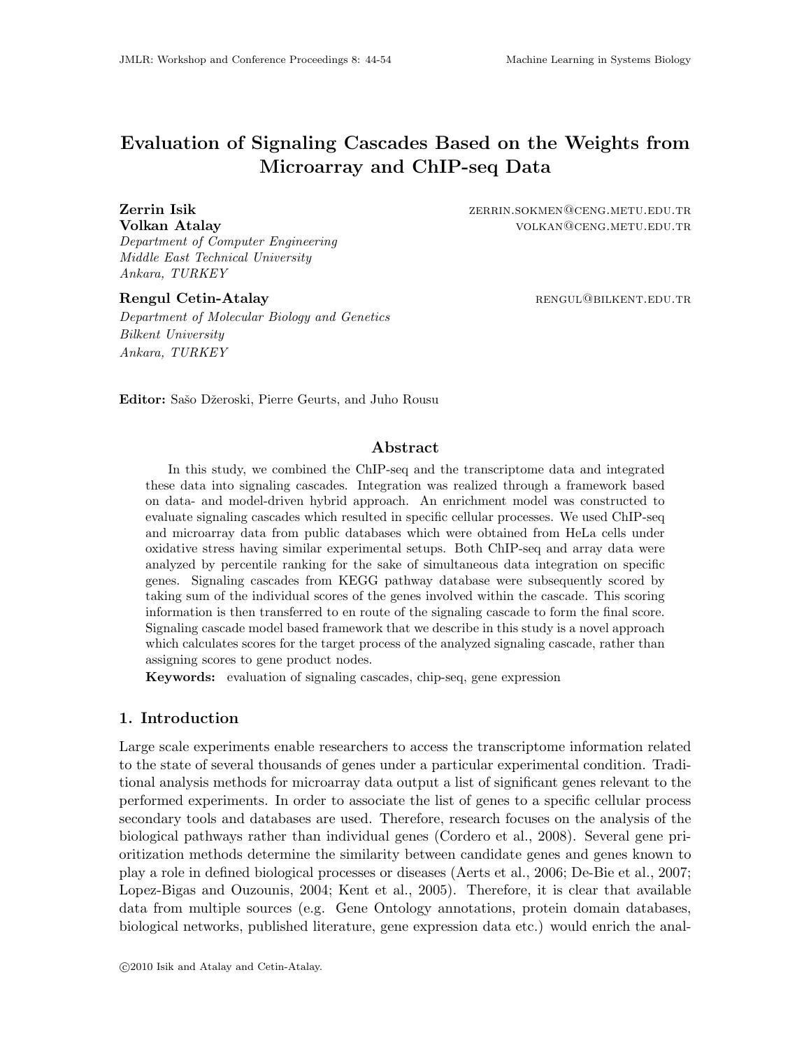# Evaluation of Signaling Cascades Based on the Weights from Microarray and ChIP-seq Data

**Zerrin Isik** ZERRIN.SOKMEN@CENG.METU.EDU.TR
**Volkan Atalay** VOLKAN@CENG.METU.EDU.TR
*Department of Computer Engineering*
*Middle East Technical University*
*Ankara, TURKEY*

**Rengul Cetin-Atalay** RENGUL@BILKENT.EDU.TR
*Department of Molecular Biology and Genetics*
*Bilkent University*
*Ankara, TURKEY*

**Editor:** Sašo Džeroski, Pierre Geurts, and Juho Rousu

## Abstract

In this study, we combined the ChIP-seq and the transcriptome data and integrated these data into signaling cascades. Integration was realized through a framework based on data- and model-driven hybrid approach. An enrichment model was constructed to evaluate signaling cascades which resulted in specific cellular processes. We used ChIP-seq and microarray data from public databases which were obtained from HeLa cells under oxidative stress having similar experimental setups. Both ChIP-seq and array data were analyzed by percentile ranking for the sake of simultaneous data integration on specific genes. Signaling cascades from KEGG pathway database were subsequently scored by taking sum of the individual scores of the genes involved within the cascade. This scoring information is then transferred to en route of the signaling cascade to form the final score. Signaling cascade model based framework that we describe in this study is a novel approach which calculates scores for the target process of the analyzed signaling cascade, rather than assigning scores to gene product nodes.

**Keywords:** evaluation of signaling cascades, chip-seq, gene expression

## 1. Introduction

Large scale experiments enable researchers to access the transcriptome information related to the state of several thousands of genes under a particular experimental condition. Traditional analysis methods for microarray data output a list of significant genes relevant to the performed experiments. In order to associate the list of genes to a specific cellular process secondary tools and databases are used. Therefore, research focuses on the analysis of the biological pathways rather than individual genes (Cordero et al., 2008). Several gene prioritization methods determine the similarity between candidate genes and genes known to play a role in defined biological processes or diseases (Aerts et al., 2006; De-Bie et al., 2007; Lopez-Bigas and Ouzounis, 2004; Kent et al., 2005). Therefore, it is clear that available data from multiple sources (e.g. Gene Ontology annotations, protein domain databases, biological networks, published literature, gene expression data etc.) would enrich the anal-

©2010 Isik and Atalay and Cetin-Atalay.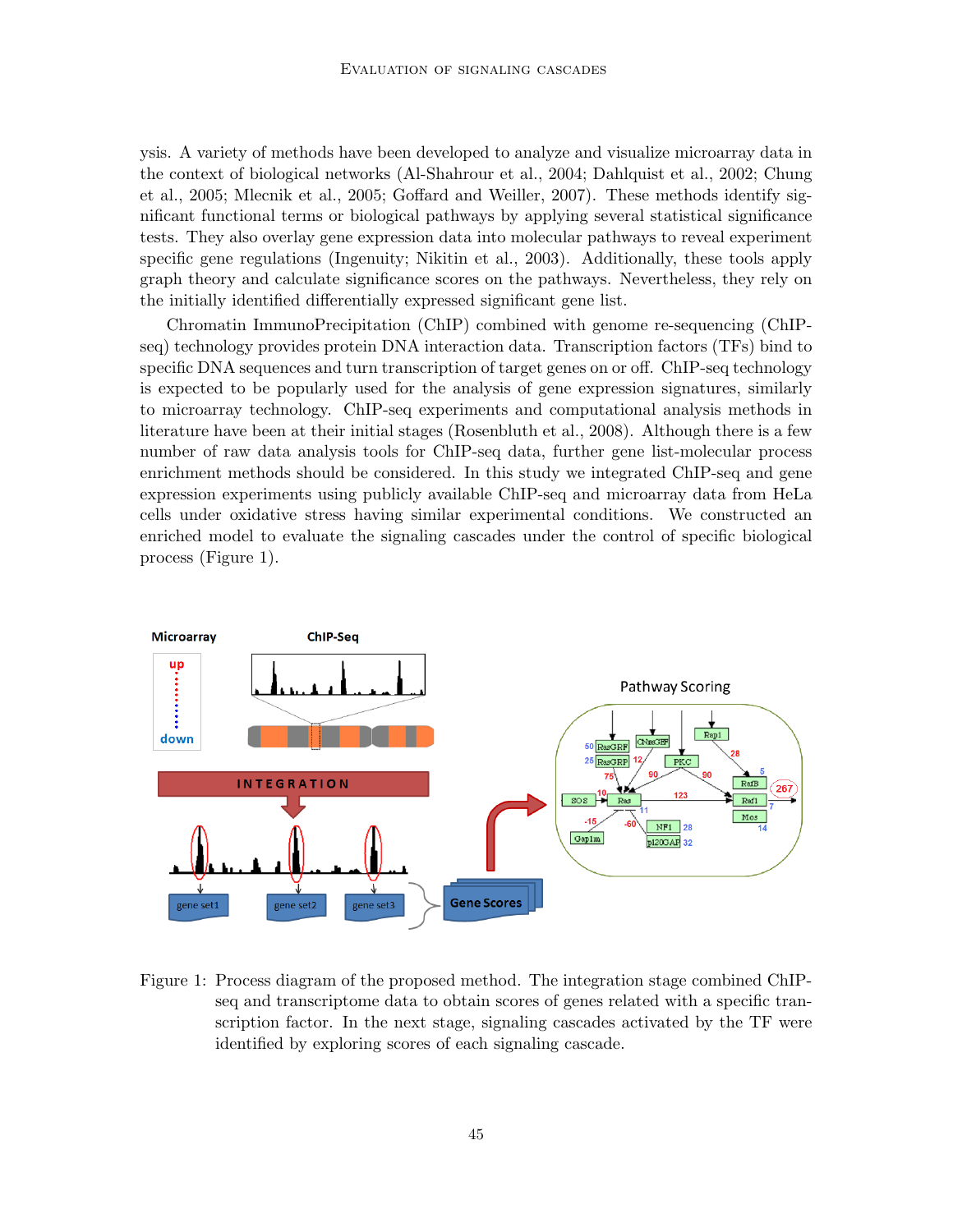ysis. A variety of methods have been developed to analyze and visualize microarray data in the context of biological networks (Al-Shahrour et al., 2004; Dahlquist et al., 2002; Chung et al., 2005; Mlecnik et al., 2005; Goffard and Weiller, 2007). These methods identify significant functional terms or biological pathways by applying several statistical significance tests. They also overlay gene expression data into molecular pathways to reveal experiment specific gene regulations (Ingenuity; Nikitin et al., 2003). Additionally, these tools apply graph theory and calculate significance scores on the pathways. Nevertheless, they rely on the initially identified differentially expressed significant gene list.

Chromatin ImmunoPrecipitation (ChIP) combined with genome re-sequencing (ChIP-seq) technology provides protein DNA interaction data. Transcription factors (TFs) bind to specific DNA sequences and turn transcription of target genes on or off. ChIP-seq technology is expected to be popularly used for the analysis of gene expression signatures, similarly to microarray technology. ChIP-seq experiments and computational analysis methods in literature have been at their initial stages (Rosenbluth et al., 2008). Although there is a few number of raw data analysis tools for ChIP-seq data, further gene list-molecular process enrichment methods should be considered. In this study we integrated ChIP-seq and gene expression experiments using publicly available ChIP-seq and microarray data from HeLa cells under oxidative stress having similar experimental conditions. We constructed an enriched model to evaluate the signaling cascades under the control of specific biological process (Figure 1).

Figure 1: Process diagram of the proposed method. The integration stage combined ChIP-seq and transcriptome data to obtain scores of genes related with a specific transcription factor. In the next stage, signaling cascades activated by the TF were identified by exploring scores of each signaling cascade.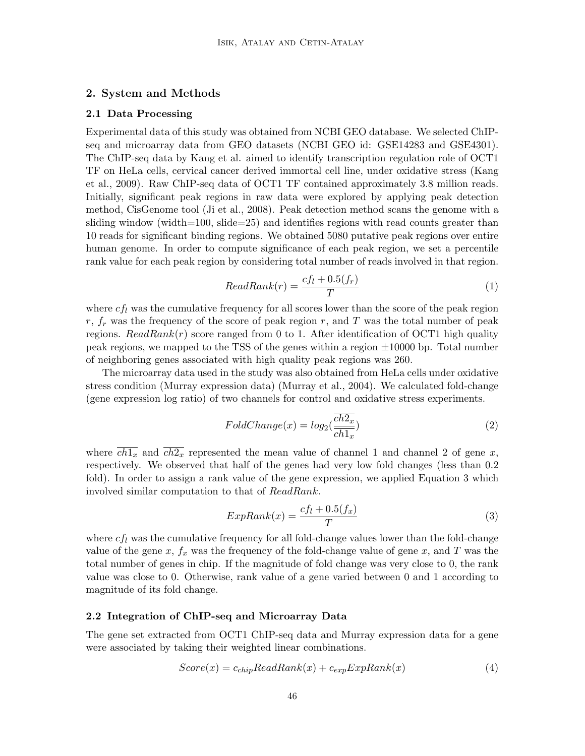## 2. System and Methods

### 2.1 Data Processing

Experimental data of this study was obtained from NCBI GEO database. We selected ChIP-seq and microarray data from GEO datasets (NCBI GEO id: GSE14283 and GSE4301). The ChIP-seq data by Kang et al. aimed to identify transcription regulation role of OCT1 TF on HeLa cells, cervical cancer derived immortal cell line, under oxidative stress (Kang et al., 2009). Raw ChIP-seq data of OCT1 TF contained approximately 3.8 million reads. Initially, significant peak regions in raw data were explored by applying peak detection method, CisGenome tool (Ji et al., 2008). Peak detection method scans the genome with a sliding window (width=100, slide=25) and identifies regions with read counts greater than 10 reads for significant binding regions. We obtained 5080 putative peak regions over entire human genome. In order to compute significance of each peak region, we set a percentile rank value for each peak region by considering total number of reads involved in that region.

$$ReadRank(r) = \frac{cf_l + 0.5(f_r)}{T} \tag{1}$$

where $cf_l$ was the cumulative frequency for all scores lower than the score of the peak region $r$, $f_r$ was the frequency of the score of peak region $r$, and $T$ was the total number of peak regions. $ReadRank(r)$ score ranged from 0 to 1. After identification of OCT1 high quality peak regions, we mapped to the TSS of the genes within a region $\pm10000$ bp. Total number of neighboring genes associated with high quality peak regions was 260.

The microarray data used in the study was also obtained from HeLa cells under oxidative stress condition (Murray expression data) (Murray et al., 2004). We calculated fold-change (gene expression log ratio) of two channels for control and oxidative stress experiments.

$$FoldChange(x) = log_2\left(\frac{\overline{ch2_x}}{\overline{ch1_x}}\right) \tag{2}$$

where $\overline{ch1_x}$ and $\overline{ch2_x}$ represented the mean value of channel 1 and channel 2 of gene $x$, respectively. We observed that half of the genes had very low fold changes (less than 0.2 fold). In order to assign a rank value of the gene expression, we applied Equation 3 which involved similar computation to that of $ReadRank$.

$$ExpRank(x) = \frac{cf_l + 0.5(f_x)}{T} \tag{3}$$

where $cf_l$ was the cumulative frequency for all fold-change values lower than the fold-change value of the gene $x$, $f_x$ was the frequency of the fold-change value of gene $x$, and $T$ was the total number of genes in chip. If the magnitude of fold change was very close to 0, the rank value was close to 0. Otherwise, rank value of a gene varied between 0 and 1 according to magnitude of its fold change.

### 2.2 Integration of ChIP-seq and Microarray Data

The gene set extracted from OCT1 ChIP-seq data and Murray expression data for a gene were associated by taking their weighted linear combinations.

$$Score(x) = c_{chip}ReadRank(x) + c_{exp}ExpRank(x) \tag{4}$$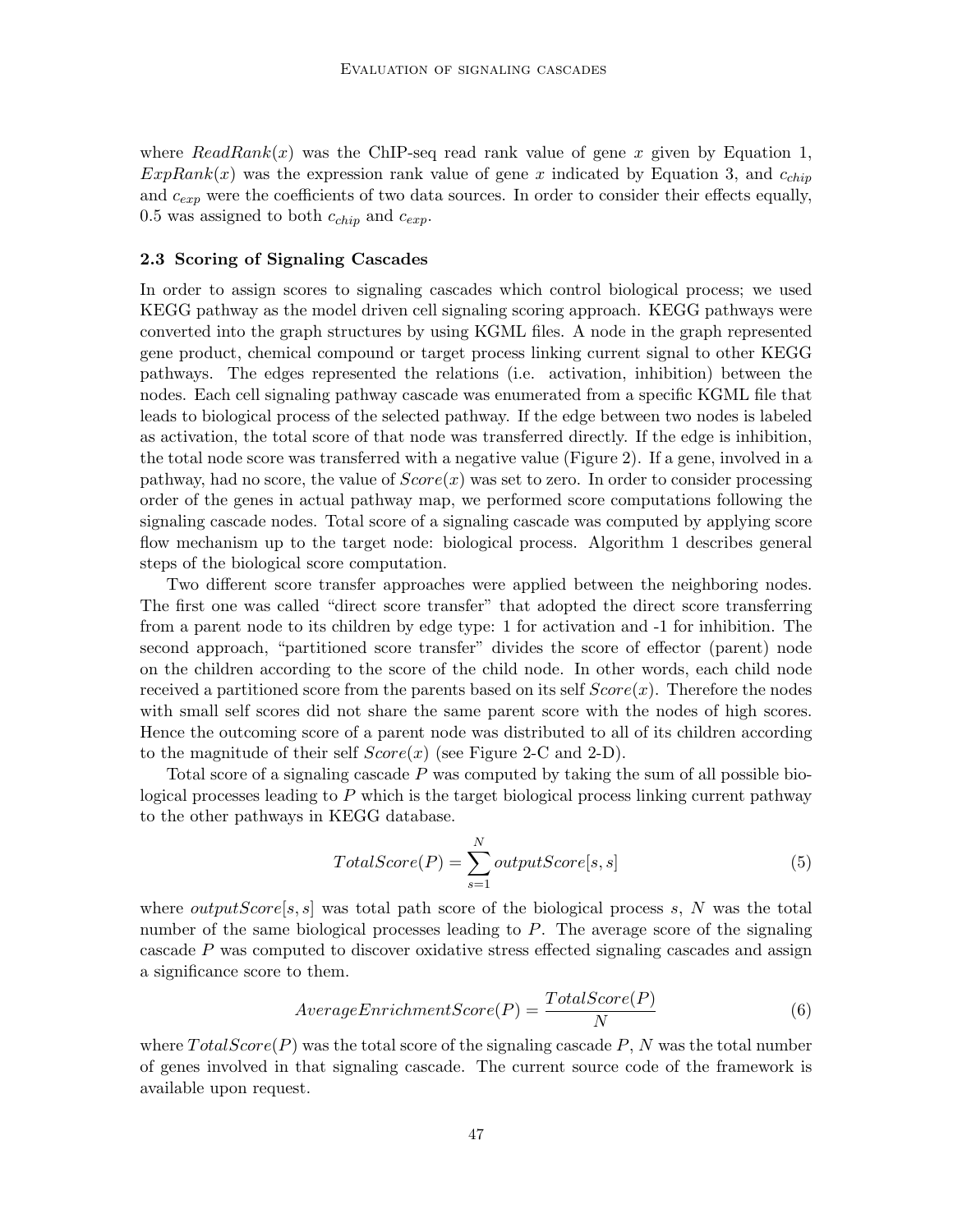where $ReadRank(x)$ was the ChIP-seq read rank value of gene $x$ given by Equation 1, $ExpRank(x)$ was the expression rank value of gene $x$ indicated by Equation 3, and $c_{chip}$ and $c_{exp}$ were the coefficients of two data sources. In order to consider their effects equally, 0.5 was assigned to both $c_{chip}$ and $c_{exp}$.

### 2.3 Scoring of Signaling Cascades

In order to assign scores to signaling cascades which control biological process; we used KEGG pathway as the model driven cell signaling scoring approach. KEGG pathways were converted into the graph structures by using KGML files. A node in the graph represented gene product, chemical compound or target process linking current signal to other KEGG pathways. The edges represented the relations (i.e. activation, inhibition) between the nodes. Each cell signaling pathway cascade was enumerated from a specific KGML file that leads to biological process of the selected pathway. If the edge between two nodes is labeled as activation, the total score of that node was transferred directly. If the edge is inhibition, the total node score was transferred with a negative value (Figure 2). If a gene, involved in a pathway, had no score, the value of $Score(x)$ was set to zero. In order to consider processing order of the genes in actual pathway map, we performed score computations following the signaling cascade nodes. Total score of a signaling cascade was computed by applying score flow mechanism up to the target node: biological process. Algorithm 1 describes general steps of the biological score computation.

Two different score transfer approaches were applied between the neighboring nodes. The first one was called "direct score transfer" that adopted the direct score transferring from a parent node to its children by edge type: 1 for activation and -1 for inhibition. The second approach, "partitioned score transfer" divides the score of effector (parent) node on the children according to the score of the child node. In other words, each child node received a partitioned score from the parents based on its self $Score(x)$. Therefore the nodes with small self scores did not share the same parent score with the nodes of high scores. Hence the outcoming score of a parent node was distributed to all of its children according to the magnitude of their self $Score(x)$ (see Figure 2-C and 2-D).

Total score of a signaling cascade $P$ was computed by taking the sum of all possible biological processes leading to $P$ which is the target biological process linking current pathway to the other pathways in KEGG database.

$$TotalScore(P) = \sum_{s=1}^{N} outputScore[s, s] \tag{5}$$

where $outputScore[s, s]$ was total path score of the biological process $s$, $N$ was the total number of the same biological processes leading to $P$. The average score of the signaling cascade $P$ was computed to discover oxidative stress effected signaling cascades and assign a significance score to them.

$$AverageEnrichmentScore(P) = \frac{TotalScore(P)}{N} \tag{6}$$

where $TotalScore(P)$ was the total score of the signaling cascade $P$, $N$ was the total number of genes involved in that signaling cascade. The current source code of the framework is available upon request.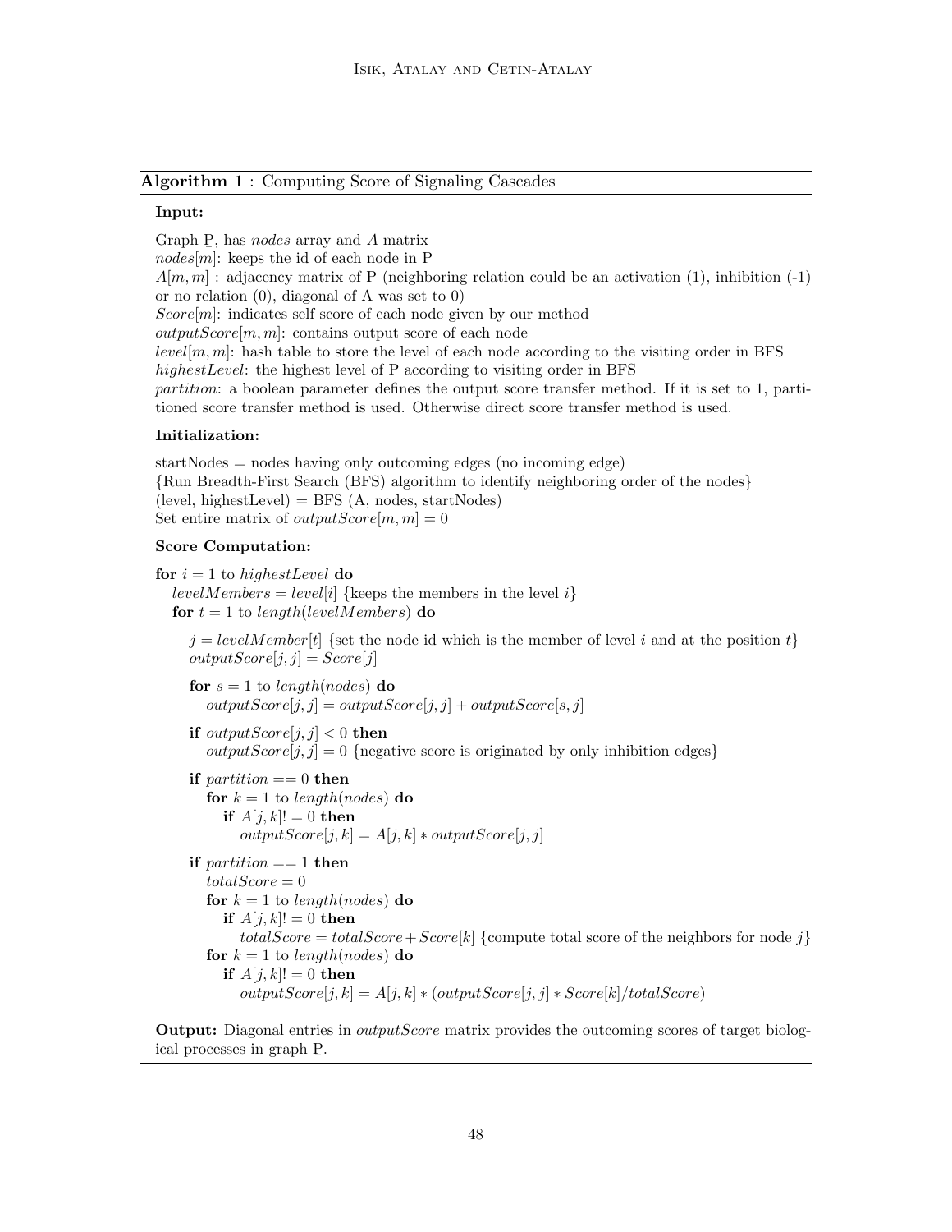**Algorithm 1** : Computing Score of Signaling Cascades

**Input:**

Graph P, has *nodes* array and $A$ matrix
$nodes[m]$: keeps the id of each node in P
$A[m, m]$ : adjacency matrix of P (neighboring relation could be an activation (1), inhibition (-1) or no relation (0), diagonal of A was set to 0)
$Score[m]$: indicates self score of each node given by our method
$outputScore[m, m]$: contains output score of each node
$level[m, m]$: hash table to store the level of each node according to the visiting order in BFS
$highestLevel$: the highest level of P according to visiting order in BFS
*partition*: a boolean parameter defines the output score transfer method. If it is set to 1, partitioned score transfer method is used. Otherwise direct score transfer method is used.

**Initialization:**

startNodes = nodes having only outcoming edges (no incoming edge)
{Run Breadth-First Search (BFS) algorithm to identify neighboring order of the nodes}
(level, highestLevel) = BFS (A, nodes, startNodes)
Set entire matrix of $outputScore[m, m] = 0$

**Score Computation:**

```
for i = 1 to highestLevel do
   levelMembers = level[i] {keeps the members in the level i}
   for t = 1 to length(levelMembers) do

      j = levelMember[t] {set the node id which is the member of level i and at the position t}
      outputScore[j, j] = Score[j]

      for s = 1 to length(nodes) do
         outputScore[j, j] = outputScore[j, j] + outputScore[s, j]

      if outputScore[j, j] < 0 then
         outputScore[j, j] = 0 {negative score is originated by only inhibition edges}

      if partition == 0 then
         for k = 1 to length(nodes) do
            if A[j, k]! = 0 then
               outputScore[j, k] = A[j, k] * outputScore[j, j]

      if partition == 1 then
         totalScore = 0
         for k = 1 to length(nodes) do
            if A[j, k]! = 0 then
               totalScore = totalScore + Score[k] {compute total score of the neighbors for node j}
         for k = 1 to length(nodes) do
            if A[j, k]! = 0 then
               outputScore[j, k] = A[j, k] * (outputScore[j, j] * Score[k]/totalScore)
```

**Output:** Diagonal entries in *outputScore* matrix provides the outcoming scores of target biological processes in graph P.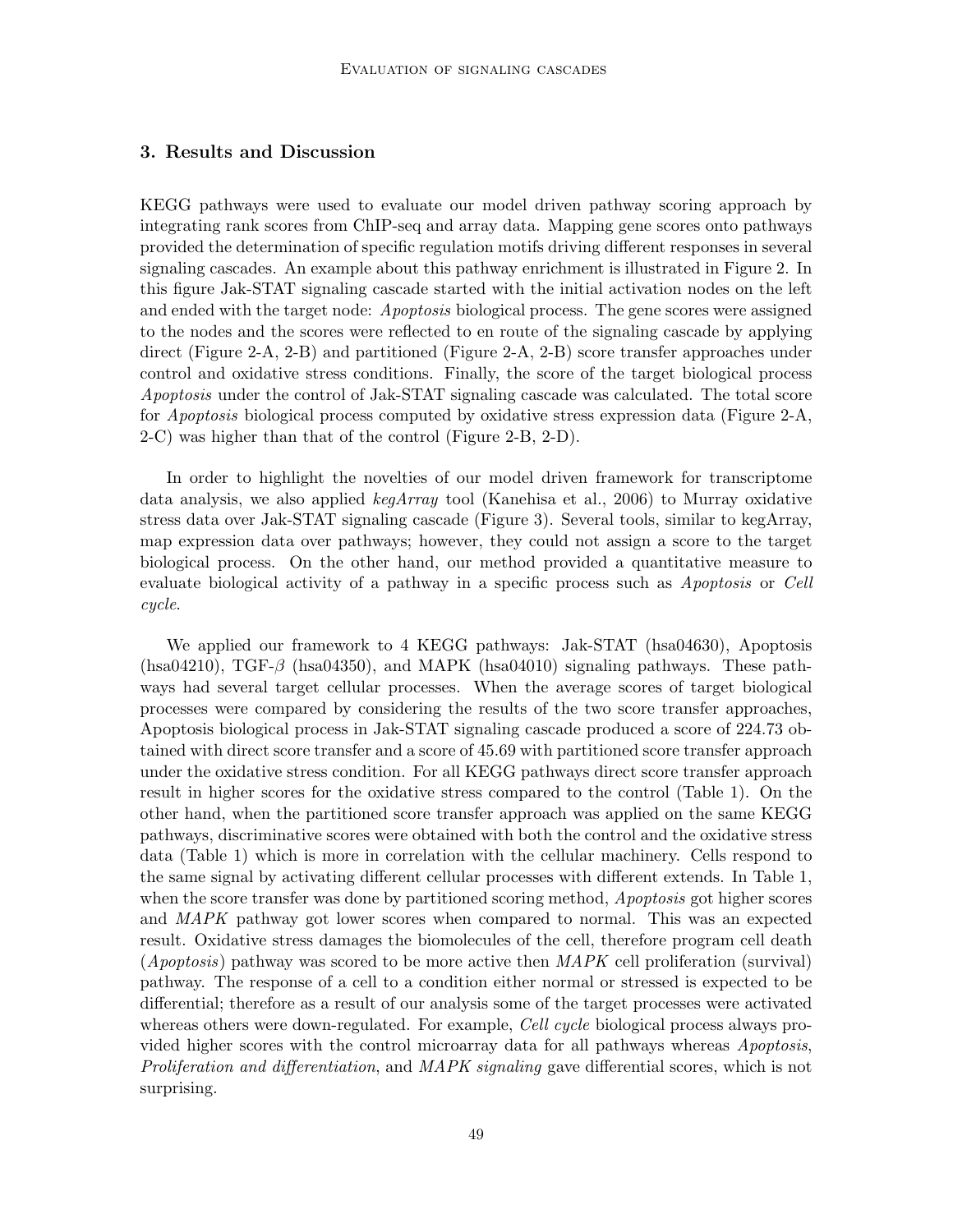## 3. Results and Discussion

KEGG pathways were used to evaluate our model driven pathway scoring approach by integrating rank scores from ChIP-seq and array data. Mapping gene scores onto pathways provided the determination of specific regulation motifs driving different responses in several signaling cascades. An example about this pathway enrichment is illustrated in Figure 2. In this figure Jak-STAT signaling cascade started with the initial activation nodes on the left and ended with the target node: *Apoptosis* biological process. The gene scores were assigned to the nodes and the scores were reflected to en route of the signaling cascade by applying direct (Figure 2-A, 2-B) and partitioned (Figure 2-A, 2-B) score transfer approaches under control and oxidative stress conditions. Finally, the score of the target biological process *Apoptosis* under the control of Jak-STAT signaling cascade was calculated. The total score for *Apoptosis* biological process computed by oxidative stress expression data (Figure 2-A, 2-C) was higher than that of the control (Figure 2-B, 2-D).

In order to highlight the novelties of our model driven framework for transcriptome data analysis, we also applied *kegArray* tool (Kanehisa et al., 2006) to Murray oxidative stress data over Jak-STAT signaling cascade (Figure 3). Several tools, similar to kegArray, map expression data over pathways; however, they could not assign a score to the target biological process. On the other hand, our method provided a quantitative measure to evaluate biological activity of a pathway in a specific process such as *Apoptosis* or *Cell cycle*.

We applied our framework to 4 KEGG pathways: Jak-STAT (hsa04630), Apoptosis (hsa04210), TGF-$\beta$ (hsa04350), and MAPK (hsa04010) signaling pathways. These pathways had several target cellular processes. When the average scores of target biological processes were compared by considering the results of the two score transfer approaches, Apoptosis biological process in Jak-STAT signaling cascade produced a score of 224.73 obtained with direct score transfer and a score of 45.69 with partitioned score transfer approach under the oxidative stress condition. For all KEGG pathways direct score transfer approach result in higher scores for the oxidative stress compared to the control (Table 1). On the other hand, when the partitioned score transfer approach was applied on the same KEGG pathways, discriminative scores were obtained with both the control and the oxidative stress data (Table 1) which is more in correlation with the cellular machinery. Cells respond to the same signal by activating different cellular processes with different extends. In Table 1, when the score transfer was done by partitioned scoring method, *Apoptosis* got higher scores and *MAPK* pathway got lower scores when compared to normal. This was an expected result. Oxidative stress damages the biomolecules of the cell, therefore program cell death (*Apoptosis*) pathway was scored to be more active then *MAPK* cell proliferation (survival) pathway. The response of a cell to a condition either normal or stressed is expected to be differential; therefore as a result of our analysis some of the target processes were activated whereas others were down-regulated. For example, *Cell cycle* biological process always provided higher scores with the control microarray data for all pathways whereas *Apoptosis*, *Proliferation and differentiation*, and *MAPK signaling* gave differential scores, which is not surprising.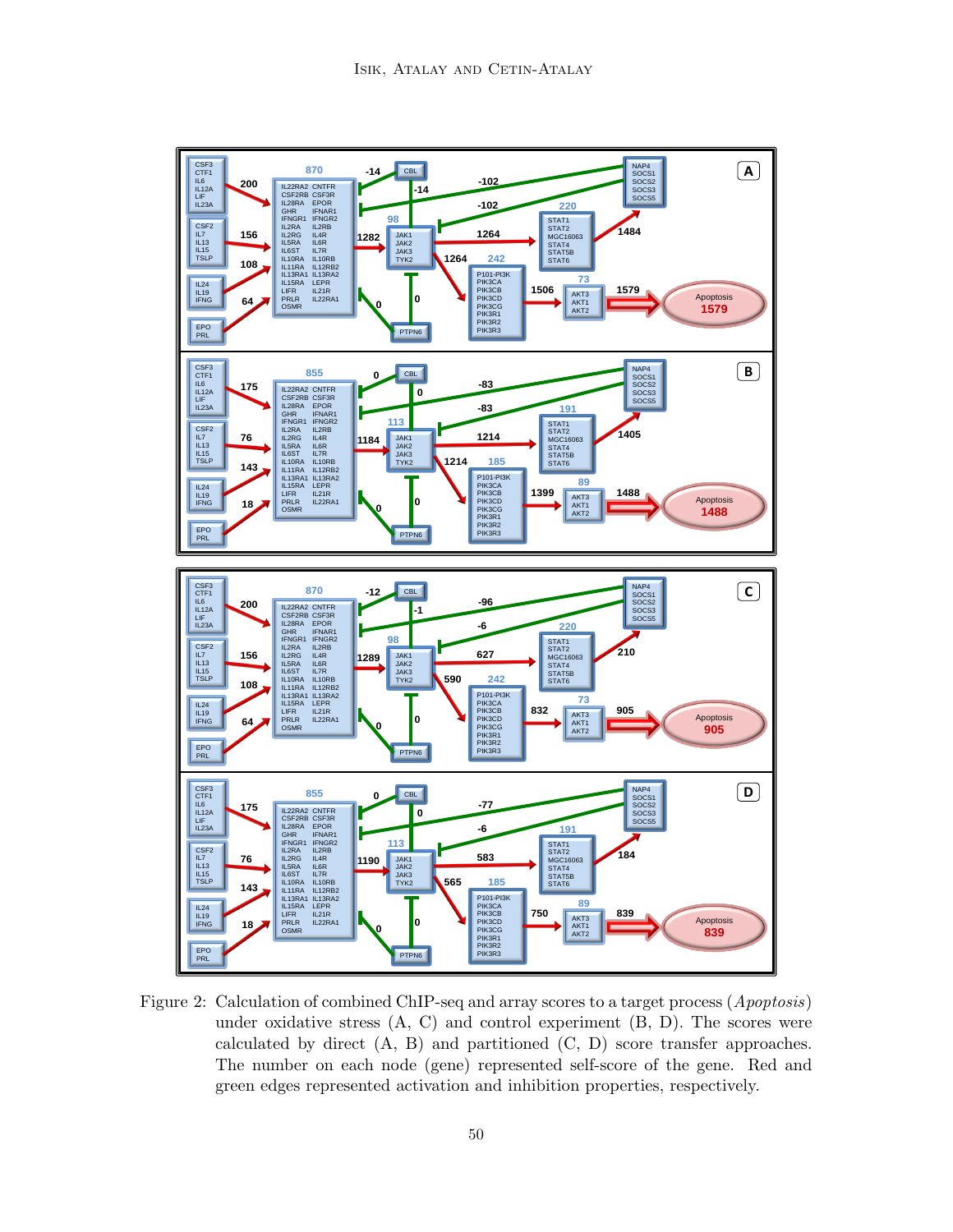Figure 2: Calculation of combined ChIP-seq and array scores to a target process (*Apoptosis*) under oxidative stress (A, C) and control experiment (B, D). The scores were calculated by direct (A, B) and partitioned (C, D) score transfer approaches. The number on each node (gene) represented self-score of the gene. Red and green edges represented activation and inhibition properties, respectively.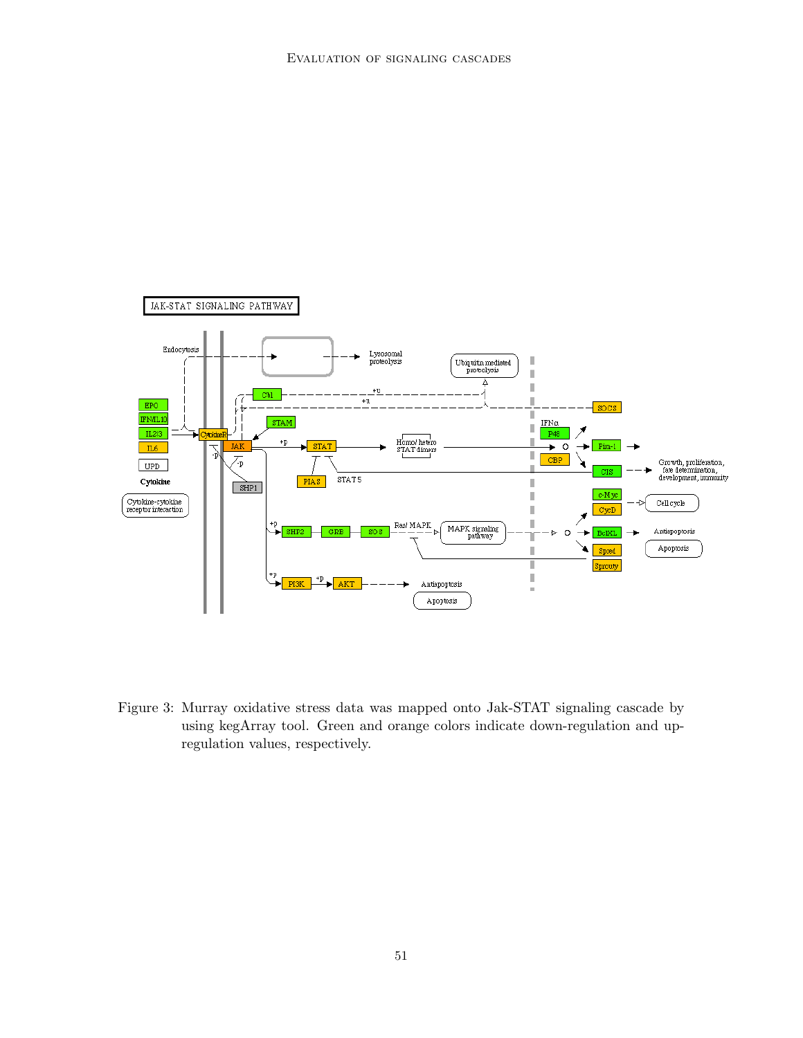Figure 3: Murray oxidative stress data was mapped onto Jak-STAT signaling cascade by using kegArray tool. Green and orange colors indicate down-regulation and up-regulation values, respectively.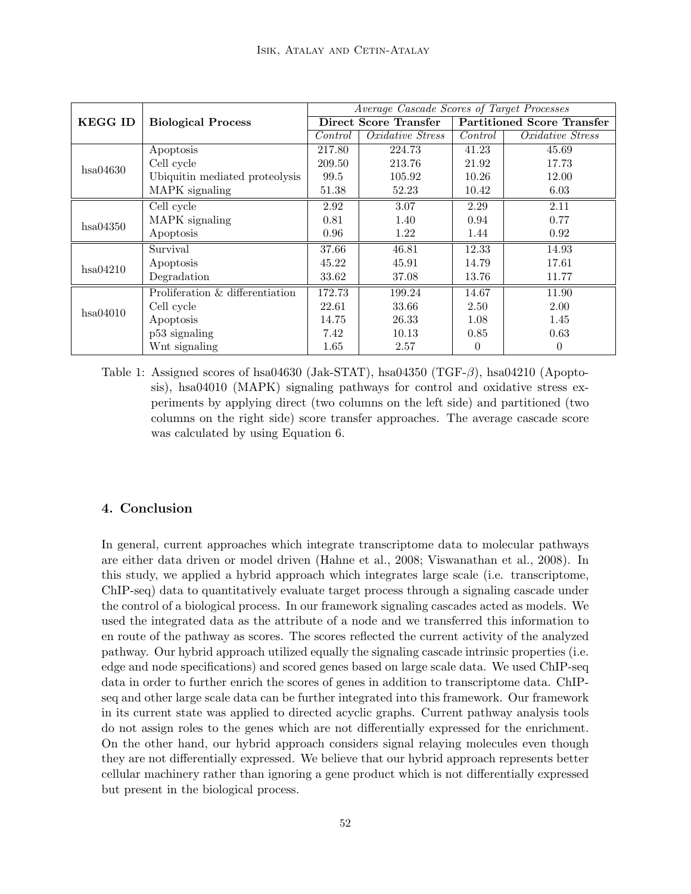| KEGG ID | Biological Process | *Average Cascade Scores of Target Processes* | | | |
|---|---|---|---|---|---|
| | | **Direct Score Transfer** | | **Partitioned Score Transfer** | |
| | | *Control* | *Oxidative Stress* | *Control* | *Oxidative Stress* |
| hsa04630 | Apoptosis | 217.80 | 224.73 | 41.23 | 45.69 |
| | Cell cycle | 209.50 | 213.76 | 21.92 | 17.73 |
| | Ubiquitin mediated proteolysis | 99.5 | 105.92 | 10.26 | 12.00 |
| | MAPK signaling | 51.38 | 52.23 | 10.42 | 6.03 |
| hsa04350 | Cell cycle | 2.92 | 3.07 | 2.29 | 2.11 |
| | MAPK signaling | 0.81 | 1.40 | 0.94 | 0.77 |
| | Apoptosis | 0.96 | 1.22 | 1.44 | 0.92 |
| hsa04210 | Survival | 37.66 | 46.81 | 12.33 | 14.93 |
| | Apoptosis | 45.22 | 45.91 | 14.79 | 17.61 |
| | Degradation | 33.62 | 37.08 | 13.76 | 11.77 |
| hsa04010 | Proliferation & differentiation | 172.73 | 199.24 | 14.67 | 11.90 |
| | Cell cycle | 22.61 | 33.66 | 2.50 | 2.00 |
| | Apoptosis | 14.75 | 26.33 | 1.08 | 1.45 |
| | p53 signaling | 7.42 | 10.13 | 0.85 | 0.63 |
| | Wnt signaling | 1.65 | 2.57 | 0 | 0 |

Table 1: Assigned scores of hsa04630 (Jak-STAT), hsa04350 (TGF-$\beta$), hsa04210 (Apoptosis), hsa04010 (MAPK) signaling pathways for control and oxidative stress experiments by applying direct (two columns on the left side) and partitioned (two columns on the right side) score transfer approaches. The average cascade score was calculated by using Equation 6.

## 4. Conclusion

In general, current approaches which integrate transcriptome data to molecular pathways are either data driven or model driven (Hahne et al., 2008; Viswanathan et al., 2008). In this study, we applied a hybrid approach which integrates large scale (i.e. transcriptome, ChIP-seq) data to quantitatively evaluate target process through a signaling cascade under the control of a biological process. In our framework signaling cascades acted as models. We used the integrated data as the attribute of a node and we transferred this information to en route of the pathway as scores. The scores reflected the current activity of the analyzed pathway. Our hybrid approach utilized equally the signaling cascade intrinsic properties (i.e. edge and node specifications) and scored genes based on large scale data. We used ChIP-seq data in order to further enrich the scores of genes in addition to transcriptome data. ChIP-seq and other large scale data can be further integrated into this framework. Our framework in its current state was applied to directed acyclic graphs. Current pathway analysis tools do not assign roles to the genes which are not differentially expressed for the enrichment. On the other hand, our hybrid approach considers signal relaying molecules even though they are not differentially expressed. We believe that our hybrid approach represents better cellular machinery rather than ignoring a gene product which is not differentially expressed but present in the biological process.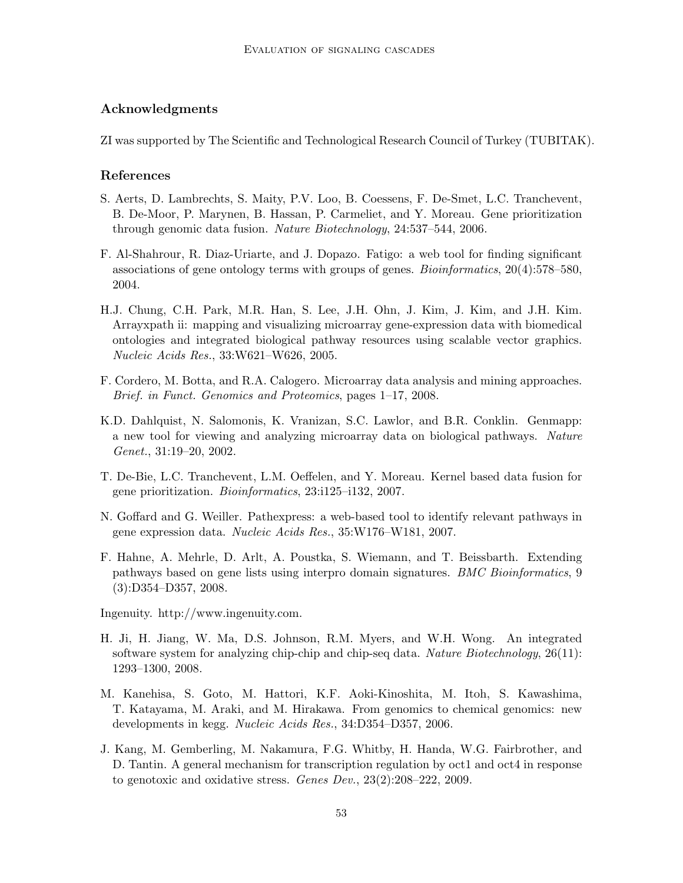## Acknowledgments

ZI was supported by The Scientific and Technological Research Council of Turkey (TUBITAK).

## References

S. Aerts, D. Lambrechts, S. Maity, P.V. Loo, B. Coessens, F. De-Smet, L.C. Tranchevent, B. De-Moor, P. Marynen, B. Hassan, P. Carmeliet, and Y. Moreau. Gene prioritization through genomic data fusion. *Nature Biotechnology*, 24:537–544, 2006.

F. Al-Shahrour, R. Diaz-Uriarte, and J. Dopazo. Fatigo: a web tool for finding significant associations of gene ontology terms with groups of genes. *Bioinformatics*, 20(4):578–580, 2004.

H.J. Chung, C.H. Park, M.R. Han, S. Lee, J.H. Ohn, J. Kim, J. Kim, and J.H. Kim. Arrayxpath ii: mapping and visualizing microarray gene-expression data with biomedical ontologies and integrated biological pathway resources using scalable vector graphics. *Nucleic Acids Res.*, 33:W621–W626, 2005.

F. Cordero, M. Botta, and R.A. Calogero. Microarray data analysis and mining approaches. *Brief. in Funct. Genomics and Proteomics*, pages 1–17, 2008.

K.D. Dahlquist, N. Salomonis, K. Vranizan, S.C. Lawlor, and B.R. Conklin. Genmapp: a new tool for viewing and analyzing microarray data on biological pathways. *Nature Genet.*, 31:19–20, 2002.

T. De-Bie, L.C. Tranchevent, L.M. Oeffelen, and Y. Moreau. Kernel based data fusion for gene prioritization. *Bioinformatics*, 23:i125–i132, 2007.

N. Goffard and G. Weiller. Pathexpress: a web-based tool to identify relevant pathways in gene expression data. *Nucleic Acids Res.*, 35:W176–W181, 2007.

F. Hahne, A. Mehrle, D. Arlt, A. Poustka, S. Wiemann, and T. Beissbarth. Extending pathways based on gene lists using interpro domain signatures. *BMC Bioinformatics*, 9 (3):D354–D357, 2008.

Ingenuity. http://www.ingenuity.com.

H. Ji, H. Jiang, W. Ma, D.S. Johnson, R.M. Myers, and W.H. Wong. An integrated software system for analyzing chip-chip and chip-seq data. *Nature Biotechnology*, 26(11): 1293–1300, 2008.

M. Kanehisa, S. Goto, M. Hattori, K.F. Aoki-Kinoshita, M. Itoh, S. Kawashima, T. Katayama, M. Araki, and M. Hirakawa. From genomics to chemical genomics: new developments in kegg. *Nucleic Acids Res.*, 34:D354–D357, 2006.

J. Kang, M. Gemberling, M. Nakamura, F.G. Whitby, H. Handa, W.G. Fairbrother, and D. Tantin. A general mechanism for transcription regulation by oct1 and oct4 in response to genotoxic and oxidative stress. *Genes Dev.*, 23(2):208–222, 2009.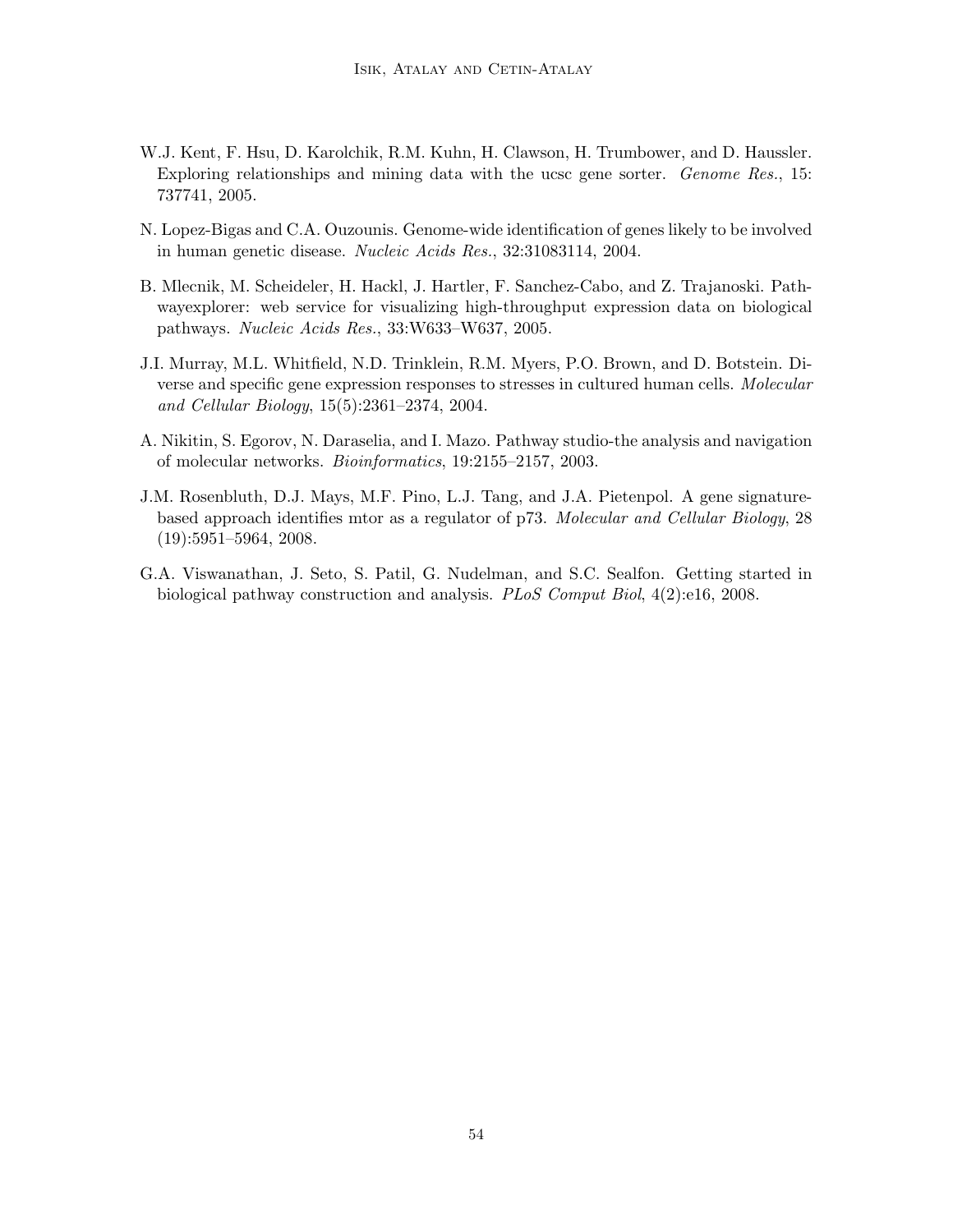W.J. Kent, F. Hsu, D. Karolchik, R.M. Kuhn, H. Clawson, H. Trumbower, and D. Haussler. Exploring relationships and mining data with the ucsc gene sorter. *Genome Res.*, 15: 737741, 2005.

N. Lopez-Bigas and C.A. Ouzounis. Genome-wide identification of genes likely to be involved in human genetic disease. *Nucleic Acids Res.*, 32:31083114, 2004.

B. Mlecnik, M. Scheideler, H. Hackl, J. Hartler, F. Sanchez-Cabo, and Z. Trajanoski. Pathwayexplorer: web service for visualizing high-throughput expression data on biological pathways. *Nucleic Acids Res.*, 33:W633–W637, 2005.

J.I. Murray, M.L. Whitfield, N.D. Trinklein, R.M. Myers, P.O. Brown, and D. Botstein. Diverse and specific gene expression responses to stresses in cultured human cells. *Molecular and Cellular Biology*, 15(5):2361–2374, 2004.

A. Nikitin, S. Egorov, N. Daraselia, and I. Mazo. Pathway studio-the analysis and navigation of molecular networks. *Bioinformatics*, 19:2155–2157, 2003.

J.M. Rosenbluth, D.J. Mays, M.F. Pino, L.J. Tang, and J.A. Pietenpol. A gene signature-based approach identifies mtor as a regulator of p73. *Molecular and Cellular Biology*, 28 (19):5951–5964, 2008.

G.A. Viswanathan, J. Seto, S. Patil, G. Nudelman, and S.C. Sealfon. Getting started in biological pathway construction and analysis. *PLoS Comput Biol*, 4(2):e16, 2008.